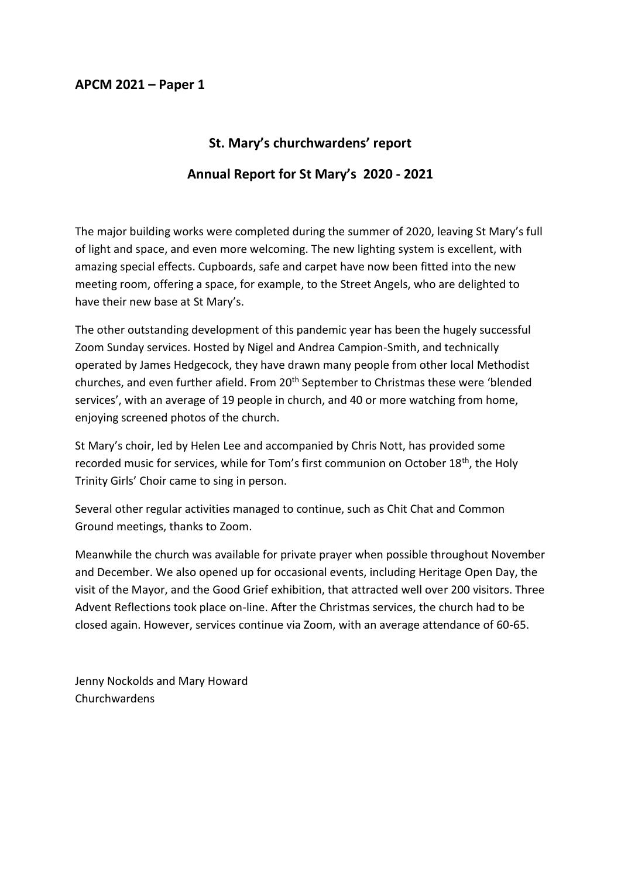## APCM 2021 – Paper 1

### St. Mary's churchwardens' report

### Annual Report for St Mary's 2020 - 2021

The major building works were completed during the summer of 2020, leaving St Mary's full of light and space, and even more welcoming. The new lighting system is excellent, with amazing special effects. Cupboards, safe and carpet have now been fitted into the new meeting room, offering a space, for example, to the Street Angels, who are delighted to have their new base at St Mary's.

The other outstanding development of this pandemic year has been the hugely successful Zoom Sunday services. Hosted by Nigel and Andrea Campion-Smith, and technically operated by James Hedgecock, they have drawn many people from other local Methodist churches, and even further afield. From 20th September to Christmas these were 'blended services', with an average of 19 people in church, and 40 or more watching from home, enjoying screened photos of the church.

St Mary's choir, led by Helen Lee and accompanied by Chris Nott, has provided some recorded music for services, while for Tom's first communion on October 18th, the Holy Trinity Girls' Choir came to sing in person.

Several other regular activities managed to continue, such as Chit Chat and Common Ground meetings, thanks to Zoom.

Meanwhile the church was available for private prayer when possible throughout November and December. We also opened up for occasional events, including Heritage Open Day, the visit of the Mayor, and the Good Grief exhibition, that attracted well over 200 visitors. Three Advent Reflections took place on-line. After the Christmas services, the church had to be closed again. However, services continue via Zoom, with an average attendance of 60-65.

Jenny Nockolds and Mary Howard
Churchwardens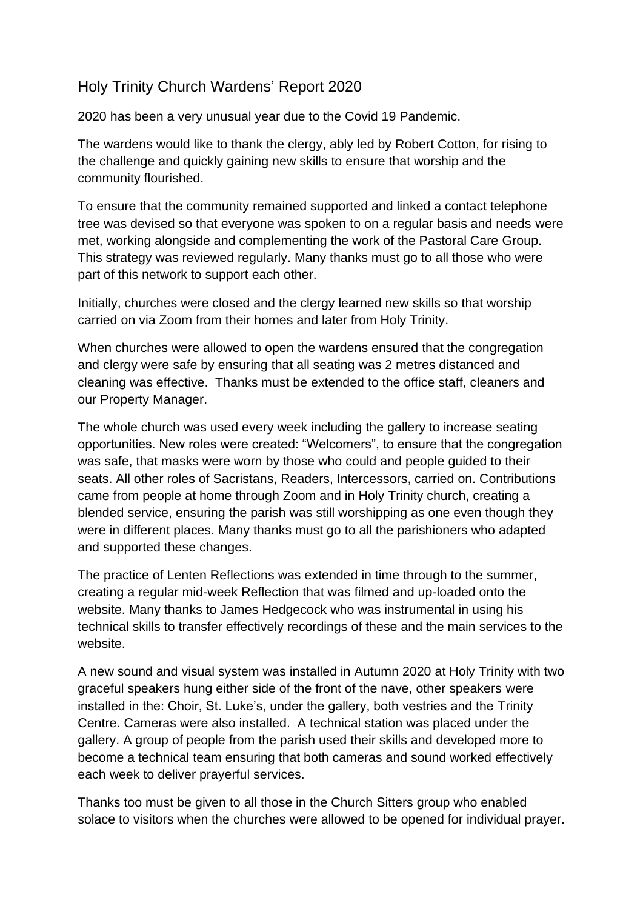# Holy Trinity Church Wardens' Report 2020

2020 has been a very unusual year due to the Covid 19 Pandemic.

The wardens would like to thank the clergy, ably led by Robert Cotton, for rising to the challenge and quickly gaining new skills to ensure that worship and the community flourished.

To ensure that the community remained supported and linked a contact telephone tree was devised so that everyone was spoken to on a regular basis and needs were met, working alongside and complementing the work of the Pastoral Care Group. This strategy was reviewed regularly. Many thanks must go to all those who were part of this network to support each other.

Initially, churches were closed and the clergy learned new skills so that worship carried on via Zoom from their homes and later from Holy Trinity.

When churches were allowed to open the wardens ensured that the congregation and clergy were safe by ensuring that all seating was 2 metres distanced and cleaning was effective. Thanks must be extended to the office staff, cleaners and our Property Manager.

The whole church was used every week including the gallery to increase seating opportunities. New roles were created: "Welcomers", to ensure that the congregation was safe, that masks were worn by those who could and people guided to their seats. All other roles of Sacristans, Readers, Intercessors, carried on. Contributions came from people at home through Zoom and in Holy Trinity church, creating a blended service, ensuring the parish was still worshipping as one even though they were in different places. Many thanks must go to all the parishioners who adapted and supported these changes.

The practice of Lenten Reflections was extended in time through to the summer, creating a regular mid-week Reflection that was filmed and up-loaded onto the website. Many thanks to James Hedgecock who was instrumental in using his technical skills to transfer effectively recordings of these and the main services to the website.

A new sound and visual system was installed in Autumn 2020 at Holy Trinity with two graceful speakers hung either side of the front of the nave, other speakers were installed in the: Choir, St. Luke's, under the gallery, both vestries and the Trinity Centre. Cameras were also installed. A technical station was placed under the gallery. A group of people from the parish used their skills and developed more to become a technical team ensuring that both cameras and sound worked effectively each week to deliver prayerful services.

Thanks too must be given to all those in the Church Sitters group who enabled solace to visitors when the churches were allowed to be opened for individual prayer.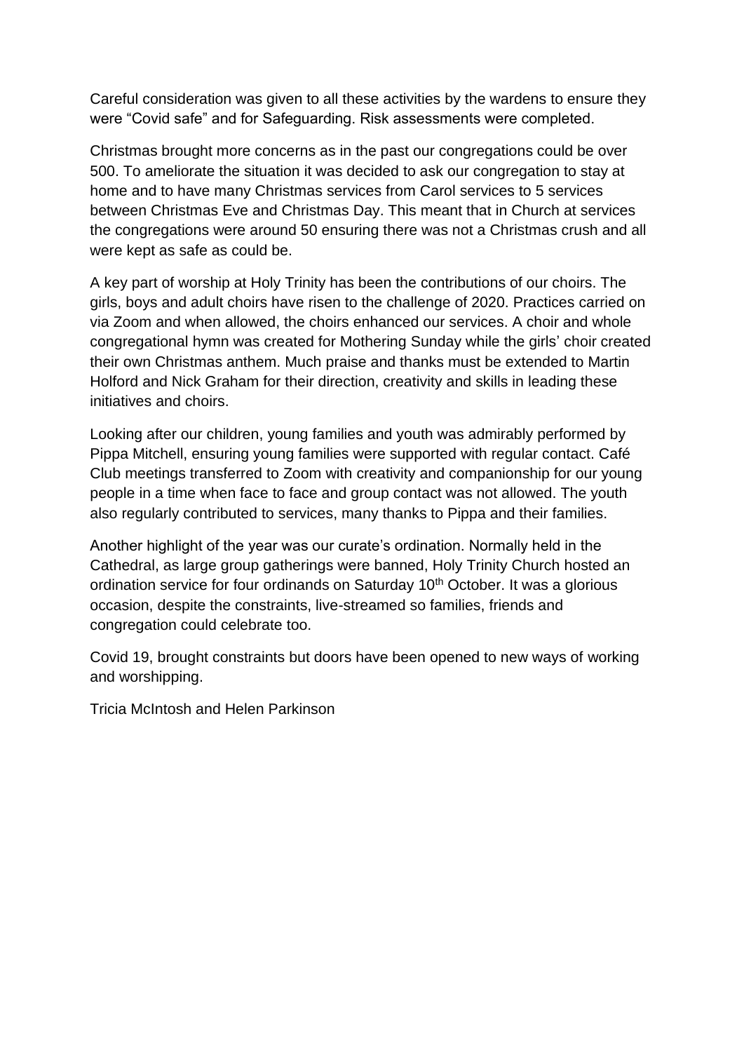Careful consideration was given to all these activities by the wardens to ensure they were “Covid safe” and for Safeguarding. Risk assessments were completed.

Christmas brought more concerns as in the past our congregations could be over 500. To ameliorate the situation it was decided to ask our congregation to stay at home and to have many Christmas services from Carol services to 5 services between Christmas Eve and Christmas Day. This meant that in Church at services the congregations were around 50 ensuring there was not a Christmas crush and all were kept as safe as could be.

A key part of worship at Holy Trinity has been the contributions of our choirs. The girls, boys and adult choirs have risen to the challenge of 2020. Practices carried on via Zoom and when allowed, the choirs enhanced our services. A choir and whole congregational hymn was created for Mothering Sunday while the girls’ choir created their own Christmas anthem. Much praise and thanks must be extended to Martin Holford and Nick Graham for their direction, creativity and skills in leading these initiatives and choirs.

Looking after our children, young families and youth was admirably performed by Pippa Mitchell, ensuring young families were supported with regular contact. Café Club meetings transferred to Zoom with creativity and companionship for our young people in a time when face to face and group contact was not allowed. The youth also regularly contributed to services, many thanks to Pippa and their families.

Another highlight of the year was our curate’s ordination. Normally held in the Cathedral, as large group gatherings were banned, Holy Trinity Church hosted an ordination service for four ordinands on Saturday 10th October. It was a glorious occasion, despite the constraints, live-streamed so families, friends and congregation could celebrate too.

Covid 19, brought constraints but doors have been opened to new ways of working and worshipping.

Tricia McIntosh and Helen Parkinson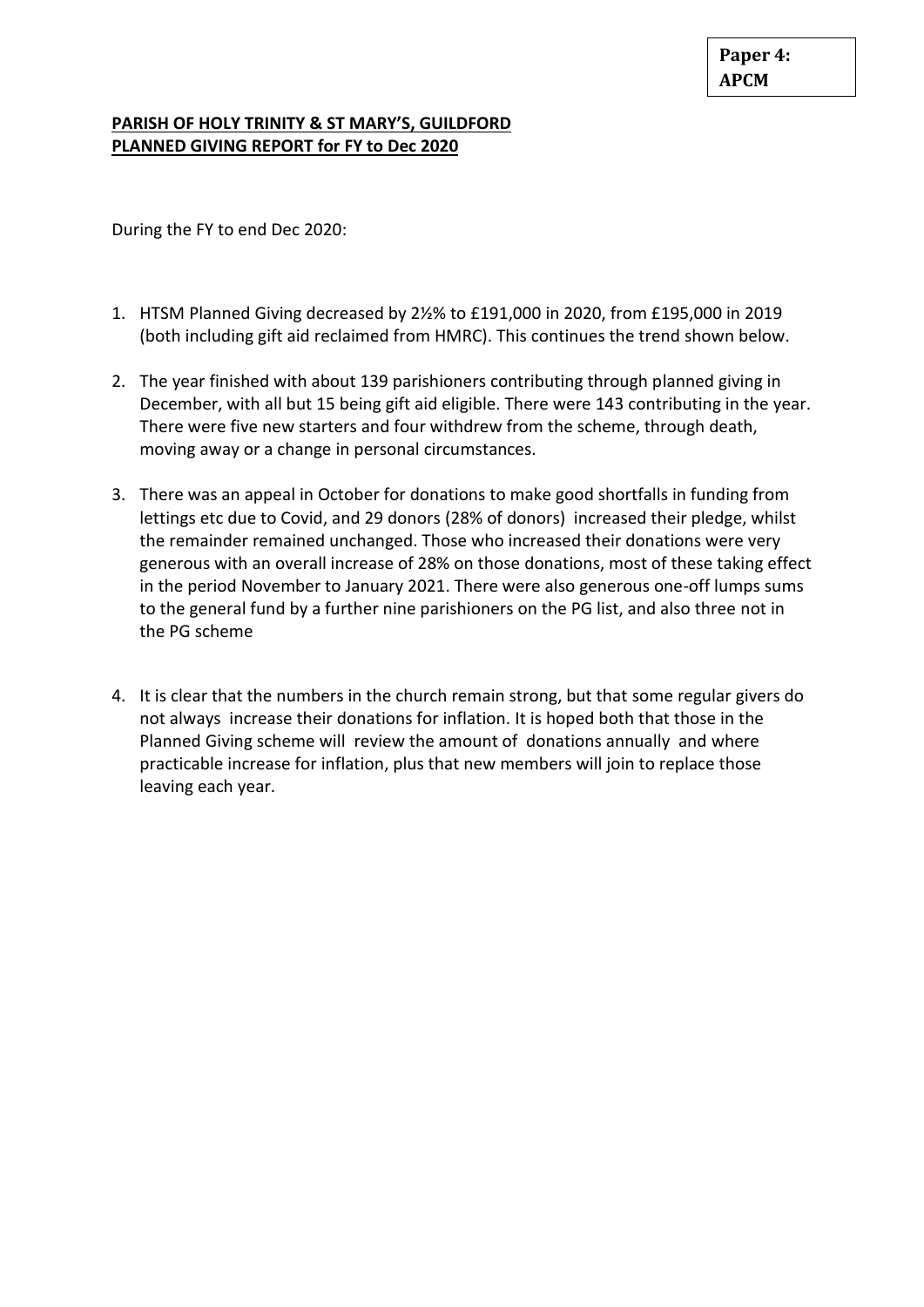**Paper 4: APCM**

**PARISH OF HOLY TRINITY & ST MARY'S, GUILDFORD**
**PLANNED GIVING REPORT for FY to Dec 2020**

During the FY to end Dec 2020:

1. HTSM Planned Giving decreased by 2½% to £191,000 in 2020, from £195,000 in 2019 (both including gift aid reclaimed from HMRC). This continues the trend shown below.

2. The year finished with about 139 parishioners contributing through planned giving in December, with all but 15 being gift aid eligible. There were 143 contributing in the year. There were five new starters and four withdrew from the scheme, through death, moving away or a change in personal circumstances.

3. There was an appeal in October for donations to make good shortfalls in funding from lettings etc due to Covid, and 29 donors (28% of donors) increased their pledge, whilst the remainder remained unchanged. Those who increased their donations were very generous with an overall increase of 28% on those donations, most of these taking effect in the period November to January 2021. There were also generous one-off lumps sums to the general fund by a further nine parishioners on the PG list, and also three not in the PG scheme

4. It is clear that the numbers in the church remain strong, but that some regular givers do not always increase their donations for inflation. It is hoped both that those in the Planned Giving scheme will review the amount of donations annually and where practicable increase for inflation, plus that new members will join to replace those leaving each year.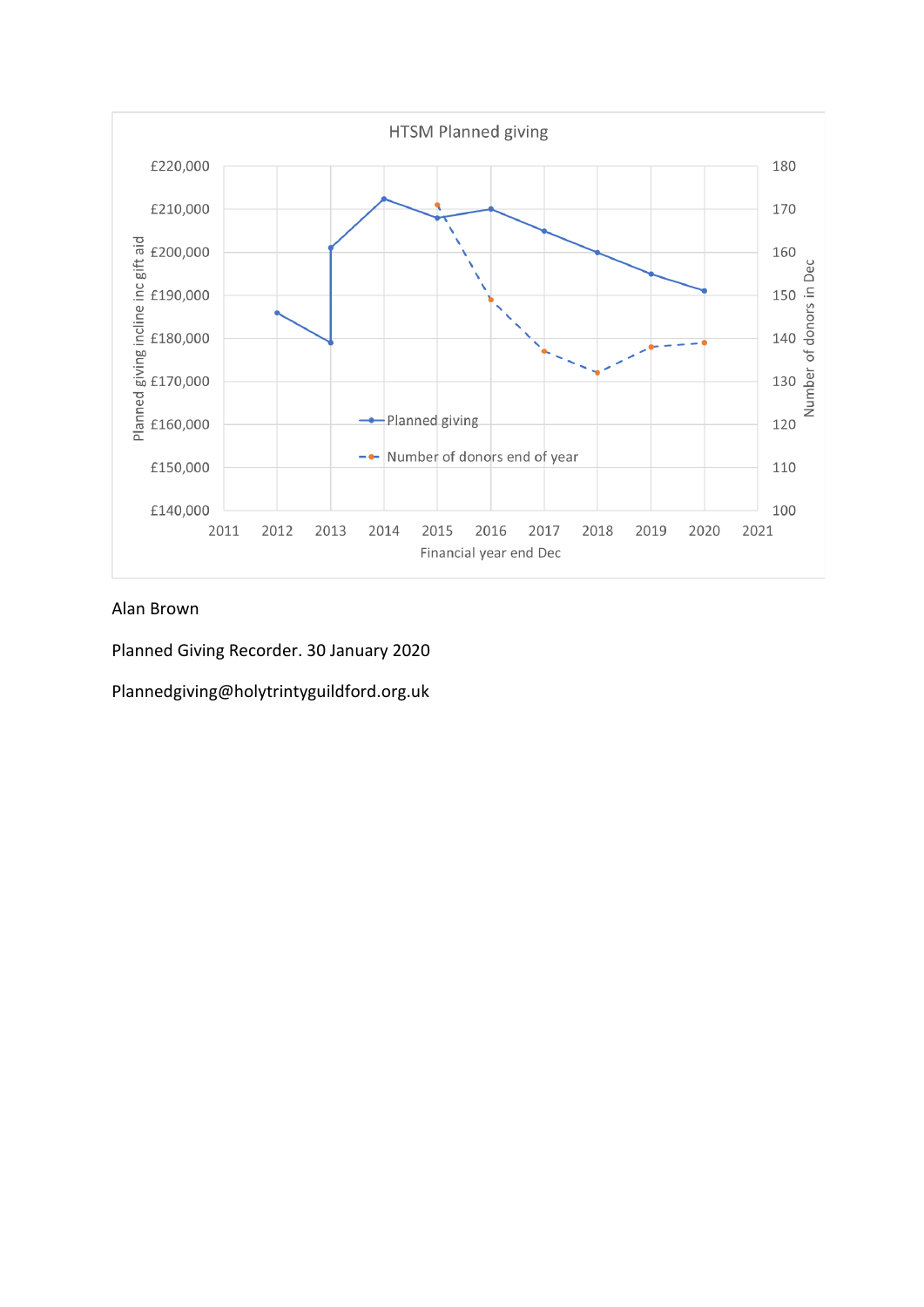HTSM Planned giving

£220,000
£210,000
£200,000
£190,000
£180,000
£170,000
£160,000
£150,000
£140,000

180
170
160
150
140
130
120
110
100

2011 2012 2013 2014 2015 2016 2017 2018 2019 2020 2021

Planned giving incline inc gift aid

Number of donors in Dec

Financial year end Dec

Planned giving

Number of donors end of year

Alan Brown

Planned Giving Recorder. 30 January 2020

Plannedgiving@holytrintyguildford.org.uk